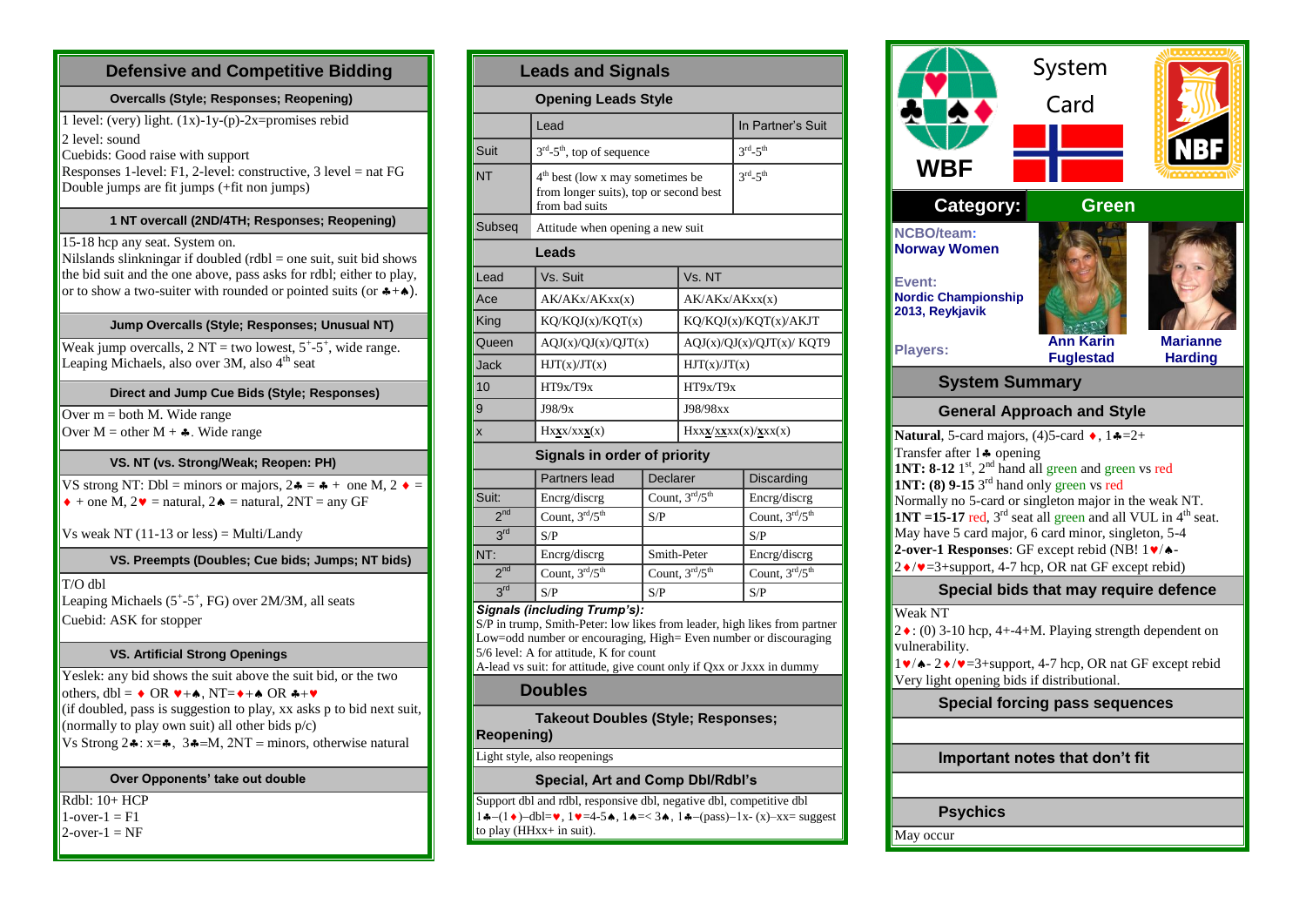# Defensive and Competitive Bidding

## Overcalls (Style; Responses; Reopening)

1 level: (very) light. (1x)-1y-(p)-2x=promises rebid
2 level: sound
Cuebids: Good raise with support
Responses 1-level: F1, 2-level: constructive, 3 level = nat FG
Double jumps are fit jumps (+fit non jumps)

## 1 NT overcall (2ND/4TH; Responses; Reopening)

15-18 hcp any seat. System on.
Nilslands slinkningar if doubled (rdbl = one suit, suit bid shows the bid suit and the one above, pass asks for rdbl; either to play, or to show a two-suiter with rounded or pointed suits (or ♣+♠).

## Jump Overcalls (Style; Responses; Unusual NT)

Weak jump overcalls, 2 NT = two lowest, 5+-5+, wide range.
Leaping Michaels, also over 3M, also 4th seat

## Direct and Jump Cue Bids (Style; Responses)

Over m = both M. Wide range
Over M = other M + ♣. Wide range

## VS. NT (vs. Strong/Weak; Reopen: PH)

VS strong NT: Dbl = minors or majors, 2♣ = ♣ + one M, 2♦ = ♦ + one M, 2♥ = natural, 2♠ = natural, 2NT = any GF

Vs weak NT (11-13 or less) = Multi/Landy

## VS. Preempts (Doubles; Cue bids; Jumps; NT bids)

T/O dbl
Leaping Michaels (5+-5+, FG) over 2M/3M, all seats
Cuebid: ASK for stopper

## VS. Artificial Strong Openings

Yeslek: any bid shows the suit above the suit bid, or the two others, dbl = ♦ OR ♥+♠, NT=♦+♠ OR ♣+♥
(if doubled, pass is suggestion to play, xx asks p to bid next suit, (normally to play own suit) all other bids p/c)
Vs Strong 2♣: x=♣, 3♣=M, 2NT = minors, otherwise natural

## Over Opponents' take out double

Rdbl: 10+ HCP
1-over-1 = F1
2-over-1 = NF

# Leads and Signals

## Opening Leads Style

| | Lead | In Partner's Suit |
|---|---|---|
| Suit | 3rd-5th, top of sequence | 3rd-5th |
| NT | 4th best (low x may sometimes be from longer suits), top or second best from bad suits | 3rd-5th |
| Subseq | Attitude when opening a new suit | |

## Leads

| Lead | Vs. Suit | Vs. NT |
|---|---|---|
| Ace | AK/AKx/AKxx(x) | AK/AKx/AKxx(x) |
| King | KQ/KQJ(x)/KQT(x) | KQ/KQJ(x)/KQT(x)/AKJT |
| Queen | AQJ(x)/QJ(x)/QJT(x) | AQJ(x)/QJ(x)/QJT(x)/ KQT9 |
| Jack | HJT(x)/JT(x) | HJT(x)/JT(x) |
| 10 | HT9x/T9x | HT9x/T9x |
| 9 | J98/9x | J98/98xx |
| x | H**x**x/xx**x**(x) | Hx**x**/**x**xx(x)/**x**xx(x) |

## Signals in order of priority

| | Partners lead | Declarer | Discarding |
|---|---|---|---|
| Suit: | Encrg/discrg | Count, 3rd/5th | Encrg/discrg |
| 2nd | Count, 3rd/5th | S/P | Count, 3rd/5th |
| 3rd | S/P | | S/P |
| NT: | Encrg/discrg | Smith-Peter | Encrg/discrg |
| 2nd | Count, 3rd/5th | Count, 3rd/5th | Count, 3rd/5th |
| 3rd | S/P | S/P | S/P |

***Signals (including Trump's):***
S/P in trump, Smith-Peter: low likes from leader, high likes from partner
Low=odd number or encouraging, High= Even number or discouraging
5/6 level: A for attitude, K for count
A-lead vs suit: for attitude, give count only if Qxx or Jxxx in dummy

## Doubles

### Takeout Doubles (Style; Responses; Reopening)

Light style, also reopenings

### Special, Art and Comp Dbl/Rdbl's

Support dbl and rdbl, responsive dbl, negative dbl, competitive dbl
1♣–(1♦)–dbl=♥, 1♥=4-5♠, 1♠=< 3♠, 1♣–(pass)–1x- (x)–xx= suggest to play (HHxx+ in suit).

# System Card

WBF — NBF

**Category:** Green

**NCBO/team:** Norway Women

**Event:** Nordic Championship 2013, Reykjavik

**Players:** Ann Karin Fuglestad — Marianne Harding

## System Summary

### General Approach and Style

**Natural**, 5-card majors, (4)5-card ♦, 1♣=2+
Transfer after 1♣ opening
**1NT: 8-12** 1st, 2nd hand all green and green vs red
**1NT: (8) 9-15** 3rd hand only green vs red
Normally no 5-card or singleton major in the weak NT.
**1NT =15-17** red, 3rd seat all green and all VUL in 4th seat.
May have 5 card major, 6 card minor, singleton, 5-4
**2-over-1 Responses**: GF except rebid (NB! 1♥/♠-2♦/♥=3+support, 4-7 hcp, OR nat GF except rebid)

### Special bids that may require defence

Weak NT
2♦: (0) 3-10 hcp, 4+-4+M. Playing strength dependent on vulnerability.
1♥/♠- 2♦/♥=3+support, 4-7 hcp, OR nat GF except rebid
Very light opening bids if distributional.

### Special forcing pass sequences

### Important notes that don't fit

### Psychics

May occur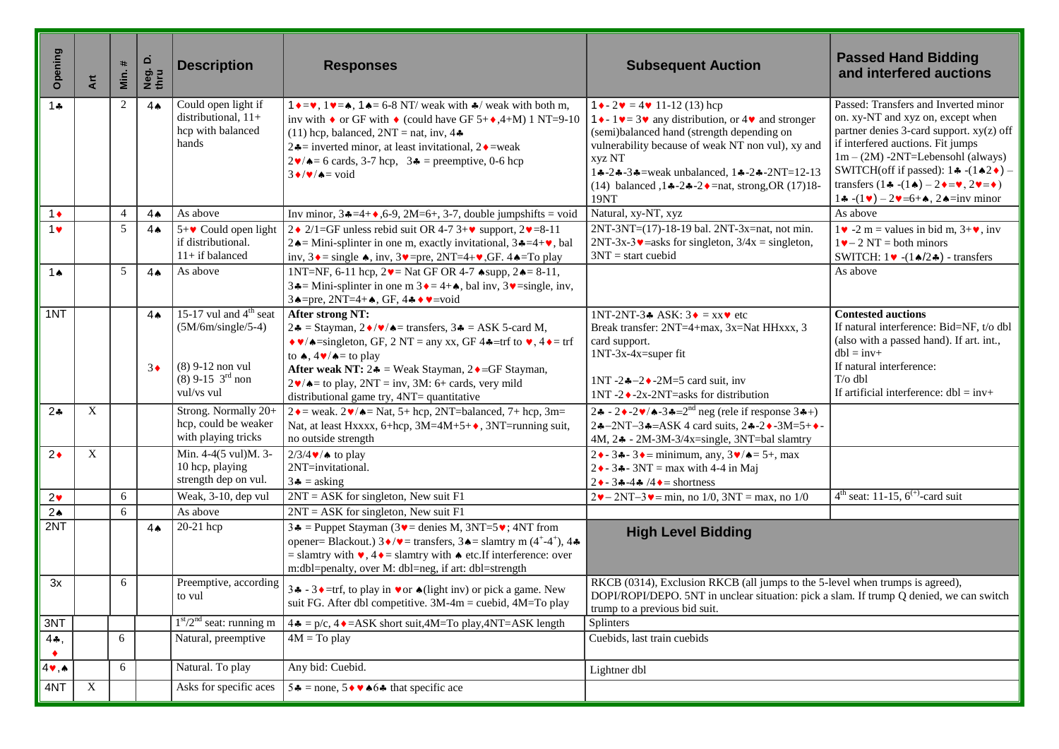| Opening | Art | Min. # | Neg. D. thru | Description | Responses | Subsequent Auction | Passed Hand Bidding and interfered auctions |
|---|---|---|---|---|---|---|---|
| 1♣ | | 2 | 4♠ | Could open light if distributional, 11+ hcp with balanced hands | 1♦=♥, 1♥=♠, 1♠= 6-8 NT/ weak with ♣/ weak with both m, inv with ♦ or GF with ♦ (could have GF 5+♦,4+M) 1 NT=9-10 (11) hcp, balanced, 2NT = nat, inv, 4♣<br>2♣= inverted minor, at least invitational, 2♦=weak<br>2♥/♠= 6 cards, 3-7 hcp, 3♣ = preemptive, 0-6 hcp<br>3♦/♥/♠= void | 1♦- 2♥ = 4♥ 11-12 (13) hcp<br>1♦- 1♥= 3♥ any distribution, or 4♥ and stronger (semi)balanced hand (strength depending on vulnerability because of weak NT non vul), xy and xyz NT<br>1♣-2♣-3♣=weak unbalanced, 1♣-2♣-2NT=12-13 (14) balanced ,1♣-2♣-2♦=nat, strong,OR (17)18-19NT | Passed: Transfers and Inverted minor on. xy-NT and xyz on, except when partner denies 3-card support. xy(z) off if interfered auctions. Fit jumps<br>1m – (2M) -2NT=Lebensohl (always)<br>SWITCH(off if passed): 1♣ -(1♠2♦) – transfers (1♣ -(1♠) – 2♦=♥, 2♥=♦)<br>1♣ -(1♥) – 2♥=6+♠, 2♠=inv minor |
| 1♦ | | 4 | 4♠ | As above | Inv minor, 3♣=4+♦,6-9, 2M=6+, 3-7, double jumpshifts = void | Natural, xy-NT, xyz | As above |
| 1♥ | | 5 | 4♠ | 5+♥ Could open light if distributional. 11+ if balanced | 2♦ 2/1=GF unless rebid suit OR 4-7 3+♥ support, 2♥=8-11<br>2♠= Mini-splinter in one m, exactly invitational, 3♣=4+♥, bal inv, 3♦= single ♠, inv, 3♥=pre, 2NT=4+♥,GF. 4♠=To play | 2NT-3NT=(17)-18-19 bal. 2NT-3x=nat, not min.<br>2NT-3x-3♥=asks for singleton, 3/4x = singleton, 3NT = start cuebid | 1♥ -2 m = values in bid m, 3+♥, inv<br>1♥– 2 NT = both minors<br>SWITCH: 1♥ -(1♠/2♣) - transfers |
| 1♠ | | 5 | 4♠ | As above | 1NT=NF, 6-11 hcp, 2♥= Nat GF OR 4-7 ♠supp, 2♠= 8-11,<br>3♣= Mini-splinter in one m 3♦= 4+♠, bal inv, 3♥=single, inv,<br>3♠=pre, 2NT=4+♠, GF, 4♣♦♥=void | | As above |
| 1NT | | | 4♠<br><br>3♦ | 15-17 vul and 4[th] seat (5M/6m/single/5-4)<br><br>(8) 9-12 non vul<br>(8) 9-15 3[rd] non vul/vs vul | **After strong NT:**<br>2♣ = Stayman, 2♦/♥/♠= transfers, 3♣ = ASK 5-card M,<br>♦♥/♠=singleton, GF, 2 NT = any xx, GF 4♣=trf to ♥, 4♦= trf to ♠, 4♥/♠= to play<br>**After weak NT:** 2♣ = Weak Stayman, 2♦=GF Stayman,<br>2♥/♠= to play, 2NT = inv, 3M: 6+ cards, very mild distributional game try, 4NT= quantitative | 1NT-2NT-3♣ ASK: 3♦ = xx♥ etc<br>Break transfer: 2NT=4+max, 3x=Nat HHxxx, 3 card support.<br>1NT-3x-4x=super fit<br><br>1NT -2♣–2♦-2M=5 card suit, inv<br>1NT -2♦-2x-2NT=asks for distribution | **Contested auctions**<br>If natural interference: Bid=NF, t/o dbl (also with a passed hand). If art. int., dbl = inv+<br>If natural interference:<br>T/o dbl<br>If artificial interference: dbl = inv+ |
| 2♣ | X | | | Strong. Normally 20+ hcp, could be weaker with playing tricks | 2♦= weak. 2♥/♠= Nat, 5+ hcp, 2NT=balanced, 7+ hcp, 3m= Nat, at least Hxxxx, 6+hcp, 3M=4M+5+♦, 3NT=running suit, no outside strength | 2♣ - 2♦-2♥/♠-3♣=2[nd] neg (rele if response 3♣+)<br>2♣–2NT–3♣=ASK 4 card suits, 2♣-2♦-3M=5+♦-4M, 2♣ - 2M-3M-3/4x=single, 3NT=bal slamtry | |
| 2♦ | X | | | Min. 4-4(5 vul)M. 3-10 hcp, playing strength dep on vul. | 2/3/4♥/♠ to play<br>2NT=invitational.<br>3♣ = asking | 2♦- 3♣- 3♦= minimum, any, 3♥/♠= 5+, max<br>2♦- 3♣- 3NT = max with 4-4 in Maj<br>2♦- 3♣-4♣ /4♦= shortness | |
| 2♥ | | 6 | | Weak, 3-10, dep vul | 2NT = ASK for singleton, New suit F1 | 2♥– 2NT–3♥= min, no 1/0, 3NT = max, no 1/0 | 4[th] seat: 11-15, 6[(+)]-card suit |
| 2♠ | | 6 | | As above | 2NT = ASK for singleton, New suit F1 | | |
| 2NT | | | 4♠ | 20-21 hcp | 3♣ = Puppet Stayman (3♥= denies M, 3NT=5♥; 4NT from opener= Blackout.) 3♦/♥= transfers, 3♠= slamtry m (4[+]-4[+]), 4♣ = slamtry with ♥, 4♦= slamtry with ♠ etc.If interference: over m:dbl=penalty, over M: dbl=neg, if art: dbl=strength | **High Level Bidding** | |
| 3x | | 6 | | Preemptive, according to vul | 3♣ - 3♦=trf, to play in ♥or ♠(light inv) or pick a game. New suit FG. After dbl competitive. 3M-4m = cuebid, 4M=To play | RKCB (0314), Exclusion RKCB (all jumps to the 5-level when trumps is agreed), DOPI/ROPI/DEPO. 5NT in unclear situation: pick a slam. If trump Q denied, we can switch trump to a previous bid suit. | |
| 3NT | | | | 1[st]/2[nd] seat: running m | 4♣ = p/c, 4♦=ASK short suit,4M=To play,4NT=ASK length | Splinters | |
| 4♣, ♦ | | 6 | | Natural, preemptive | 4M = To play | Cuebids, last train cuebids | |
| 4♥,♠ | | 6 | | Natural. To play | Any bid: Cuebid. | Lightner dbl | |
| 4NT | X | | | Asks for specific aces | 5♣ = none, 5♦♥♠6♣ that specific ace | | |